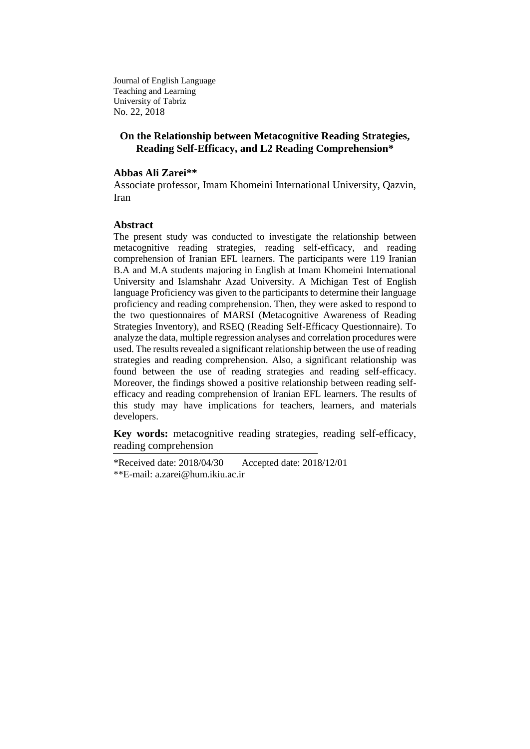Journal of English Language
Teaching and Learning
University of Tabriz
No. 22, 2018

# On the Relationship between Metacognitive Reading Strategies, Reading Self-Efficacy, and L2 Reading Comprehension*

**Abbas Ali Zarei****

Associate professor, Imam Khomeini International University, Qazvin, Iran

## Abstract

The present study was conducted to investigate the relationship between metacognitive reading strategies, reading self-efficacy, and reading comprehension of Iranian EFL learners. The participants were 119 Iranian B.A and M.A students majoring in English at Imam Khomeini International University and Islamshahr Azad University. A Michigan Test of English language Proficiency was given to the participants to determine their language proficiency and reading comprehension. Then, they were asked to respond to the two questionnaires of MARSI (Metacognitive Awareness of Reading Strategies Inventory), and RSEQ (Reading Self-Efficacy Questionnaire). To analyze the data, multiple regression analyses and correlation procedures were used. The results revealed a significant relationship between the use of reading strategies and reading comprehension. Also, a significant relationship was found between the use of reading strategies and reading self-efficacy. Moreover, the findings showed a positive relationship between reading self-efficacy and reading comprehension of Iranian EFL learners. The results of this study may have implications for teachers, learners, and materials developers.

**Key words:** metacognitive reading strategies, reading self-efficacy, reading comprehension

---

*Received date: 2018/04/30 Accepted date: 2018/12/01

**E-mail: a.zarei@hum.ikiu.ac.ir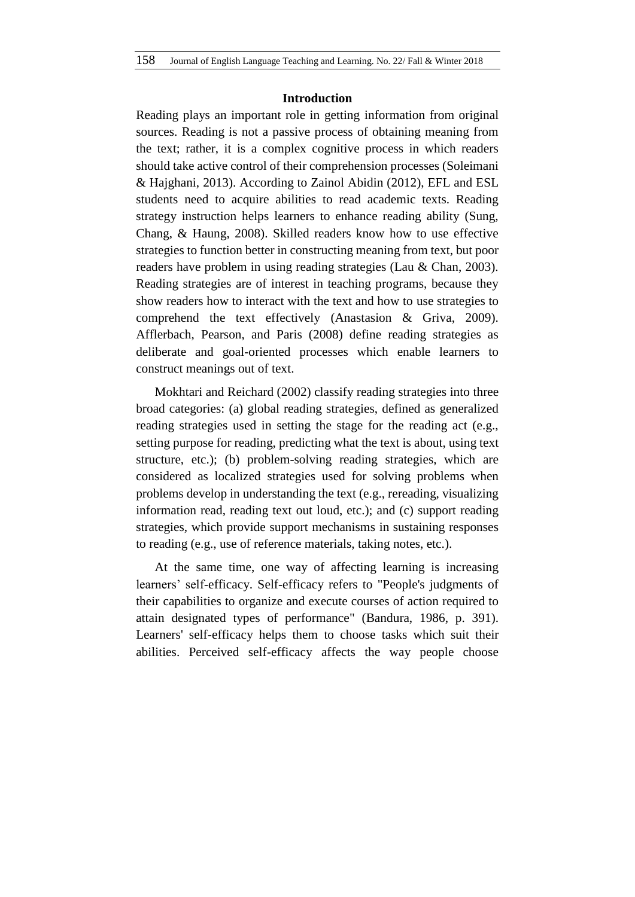## Introduction

Reading plays an important role in getting information from original sources. Reading is not a passive process of obtaining meaning from the text; rather, it is a complex cognitive process in which readers should take active control of their comprehension processes (Soleimani & Hajghani, 2013). According to Zainol Abidin (2012), EFL and ESL students need to acquire abilities to read academic texts. Reading strategy instruction helps learners to enhance reading ability (Sung, Chang, & Haung, 2008). Skilled readers know how to use effective strategies to function better in constructing meaning from text, but poor readers have problem in using reading strategies (Lau & Chan, 2003). Reading strategies are of interest in teaching programs, because they show readers how to interact with the text and how to use strategies to comprehend the text effectively (Anastasion & Griva, 2009). Afflerbach, Pearson, and Paris (2008) define reading strategies as deliberate and goal-oriented processes which enable learners to construct meanings out of text.

Mokhtari and Reichard (2002) classify reading strategies into three broad categories: (a) global reading strategies, defined as generalized reading strategies used in setting the stage for the reading act (e.g., setting purpose for reading, predicting what the text is about, using text structure, etc.); (b) problem-solving reading strategies, which are considered as localized strategies used for solving problems when problems develop in understanding the text (e.g., rereading, visualizing information read, reading text out loud, etc.); and (c) support reading strategies, which provide support mechanisms in sustaining responses to reading (e.g., use of reference materials, taking notes, etc.).

At the same time, one way of affecting learning is increasing learners' self-efficacy. Self-efficacy refers to "People's judgments of their capabilities to organize and execute courses of action required to attain designated types of performance" (Bandura, 1986, p. 391). Learners' self-efficacy helps them to choose tasks which suit their abilities. Perceived self-efficacy affects the way people choose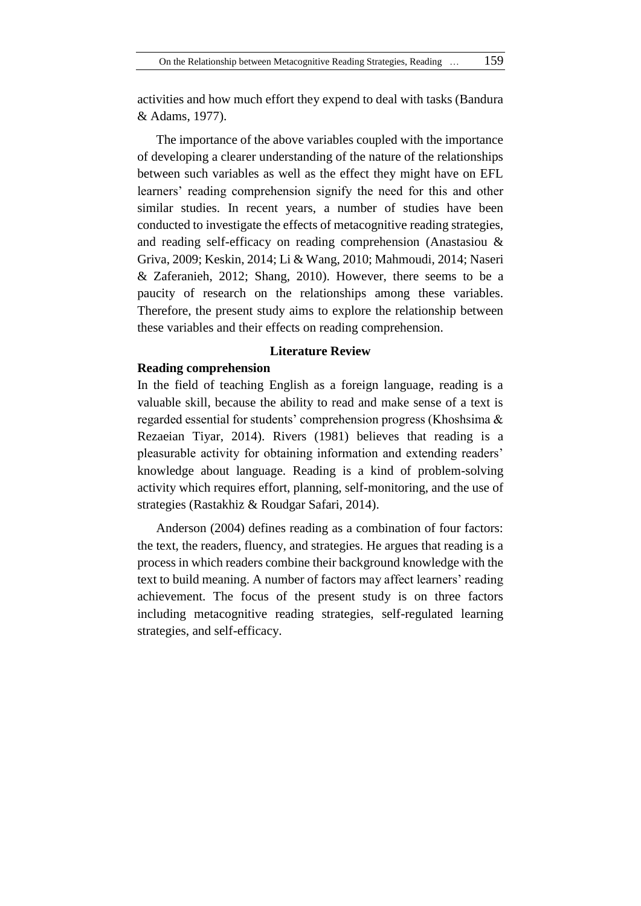activities and how much effort they expend to deal with tasks (Bandura & Adams, 1977).

The importance of the above variables coupled with the importance of developing a clearer understanding of the nature of the relationships between such variables as well as the effect they might have on EFL learners' reading comprehension signify the need for this and other similar studies. In recent years, a number of studies have been conducted to investigate the effects of metacognitive reading strategies, and reading self-efficacy on reading comprehension (Anastasiou & Griva, 2009; Keskin, 2014; Li & Wang, 2010; Mahmoudi, 2014; Naseri & Zaferanieh, 2012; Shang, 2010). However, there seems to be a paucity of research on the relationships among these variables. Therefore, the present study aims to explore the relationship between these variables and their effects on reading comprehension.

## Literature Review

### Reading comprehension

In the field of teaching English as a foreign language, reading is a valuable skill, because the ability to read and make sense of a text is regarded essential for students' comprehension progress (Khoshsima & Rezaeian Tiyar, 2014). Rivers (1981) believes that reading is a pleasurable activity for obtaining information and extending readers' knowledge about language. Reading is a kind of problem-solving activity which requires effort, planning, self-monitoring, and the use of strategies (Rastakhiz & Roudgar Safari, 2014).

Anderson (2004) defines reading as a combination of four factors: the text, the readers, fluency, and strategies. He argues that reading is a process in which readers combine their background knowledge with the text to build meaning. A number of factors may affect learners' reading achievement. The focus of the present study is on three factors including metacognitive reading strategies, self-regulated learning strategies, and self-efficacy.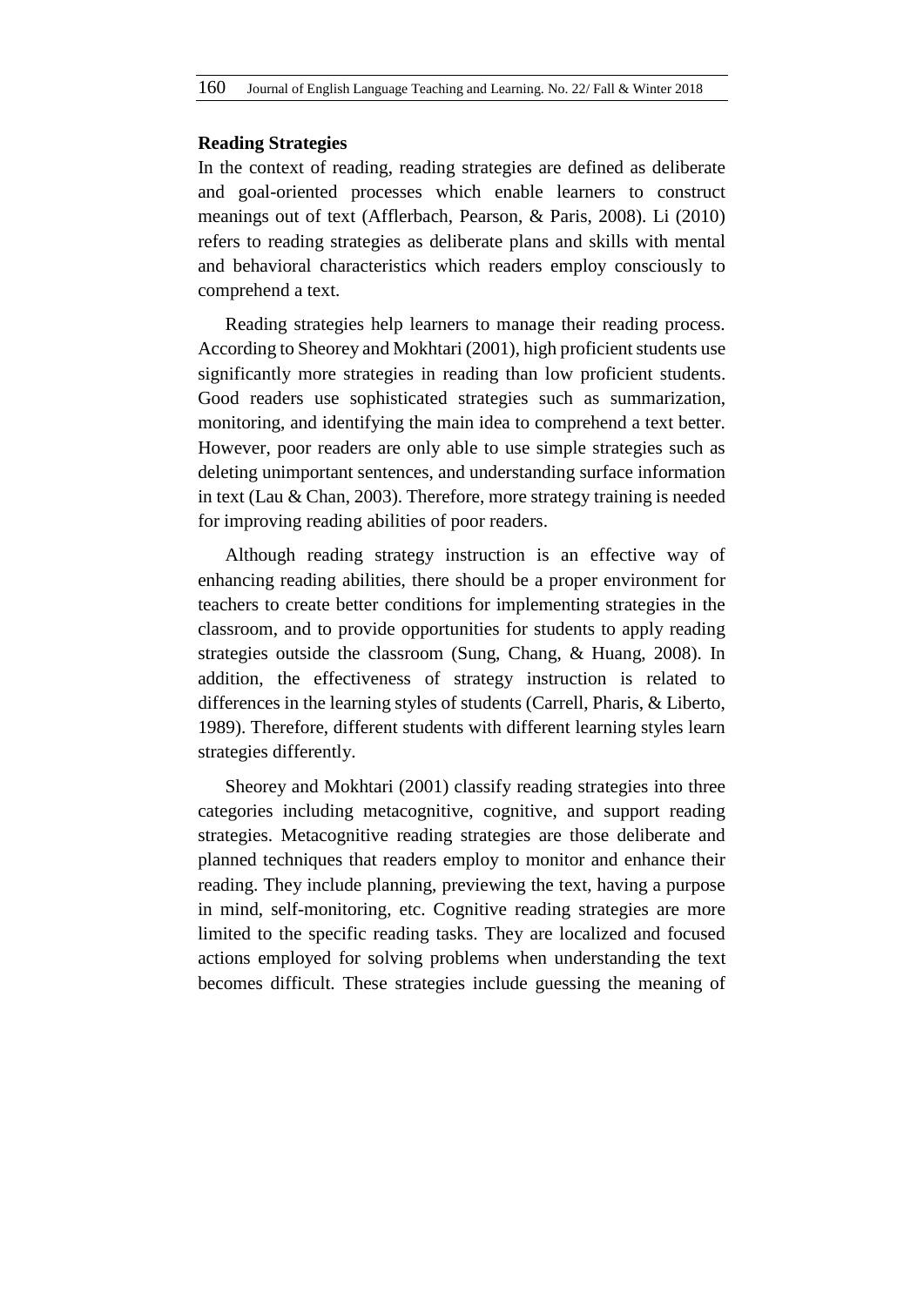## Reading Strategies

In the context of reading, reading strategies are defined as deliberate and goal-oriented processes which enable learners to construct meanings out of text (Afflerbach, Pearson, & Paris, 2008). Li (2010) refers to reading strategies as deliberate plans and skills with mental and behavioral characteristics which readers employ consciously to comprehend a text.

Reading strategies help learners to manage their reading process. According to Sheorey and Mokhtari (2001), high proficient students use significantly more strategies in reading than low proficient students. Good readers use sophisticated strategies such as summarization, monitoring, and identifying the main idea to comprehend a text better. However, poor readers are only able to use simple strategies such as deleting unimportant sentences, and understanding surface information in text (Lau & Chan, 2003). Therefore, more strategy training is needed for improving reading abilities of poor readers.

Although reading strategy instruction is an effective way of enhancing reading abilities, there should be a proper environment for teachers to create better conditions for implementing strategies in the classroom, and to provide opportunities for students to apply reading strategies outside the classroom (Sung, Chang, & Huang, 2008). In addition, the effectiveness of strategy instruction is related to differences in the learning styles of students (Carrell, Pharis, & Liberto, 1989). Therefore, different students with different learning styles learn strategies differently.

Sheorey and Mokhtari (2001) classify reading strategies into three categories including metacognitive, cognitive, and support reading strategies. Metacognitive reading strategies are those deliberate and planned techniques that readers employ to monitor and enhance their reading. They include planning, previewing the text, having a purpose in mind, self-monitoring, etc. Cognitive reading strategies are more limited to the specific reading tasks. They are localized and focused actions employed for solving problems when understanding the text becomes difficult. These strategies include guessing the meaning of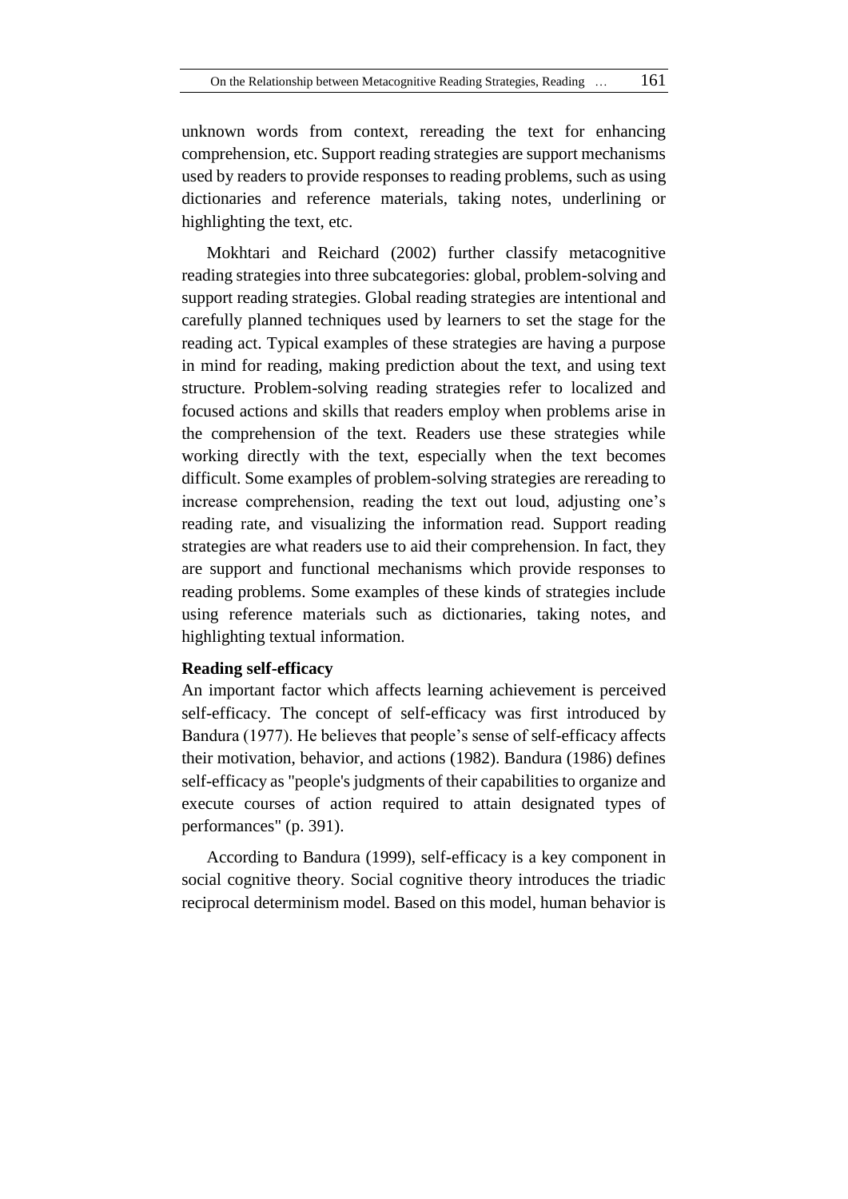unknown words from context, rereading the text for enhancing comprehension, etc. Support reading strategies are support mechanisms used by readers to provide responses to reading problems, such as using dictionaries and reference materials, taking notes, underlining or highlighting the text, etc.

Mokhtari and Reichard (2002) further classify metacognitive reading strategies into three subcategories: global, problem-solving and support reading strategies. Global reading strategies are intentional and carefully planned techniques used by learners to set the stage for the reading act. Typical examples of these strategies are having a purpose in mind for reading, making prediction about the text, and using text structure. Problem-solving reading strategies refer to localized and focused actions and skills that readers employ when problems arise in the comprehension of the text. Readers use these strategies while working directly with the text, especially when the text becomes difficult. Some examples of problem-solving strategies are rereading to increase comprehension, reading the text out loud, adjusting one's reading rate, and visualizing the information read. Support reading strategies are what readers use to aid their comprehension. In fact, they are support and functional mechanisms which provide responses to reading problems. Some examples of these kinds of strategies include using reference materials such as dictionaries, taking notes, and highlighting textual information.

**Reading self-efficacy**

An important factor which affects learning achievement is perceived self-efficacy. The concept of self-efficacy was first introduced by Bandura (1977). He believes that people's sense of self-efficacy affects their motivation, behavior, and actions (1982). Bandura (1986) defines self-efficacy as "people's judgments of their capabilities to organize and execute courses of action required to attain designated types of performances" (p. 391).

According to Bandura (1999), self-efficacy is a key component in social cognitive theory. Social cognitive theory introduces the triadic reciprocal determinism model. Based on this model, human behavior is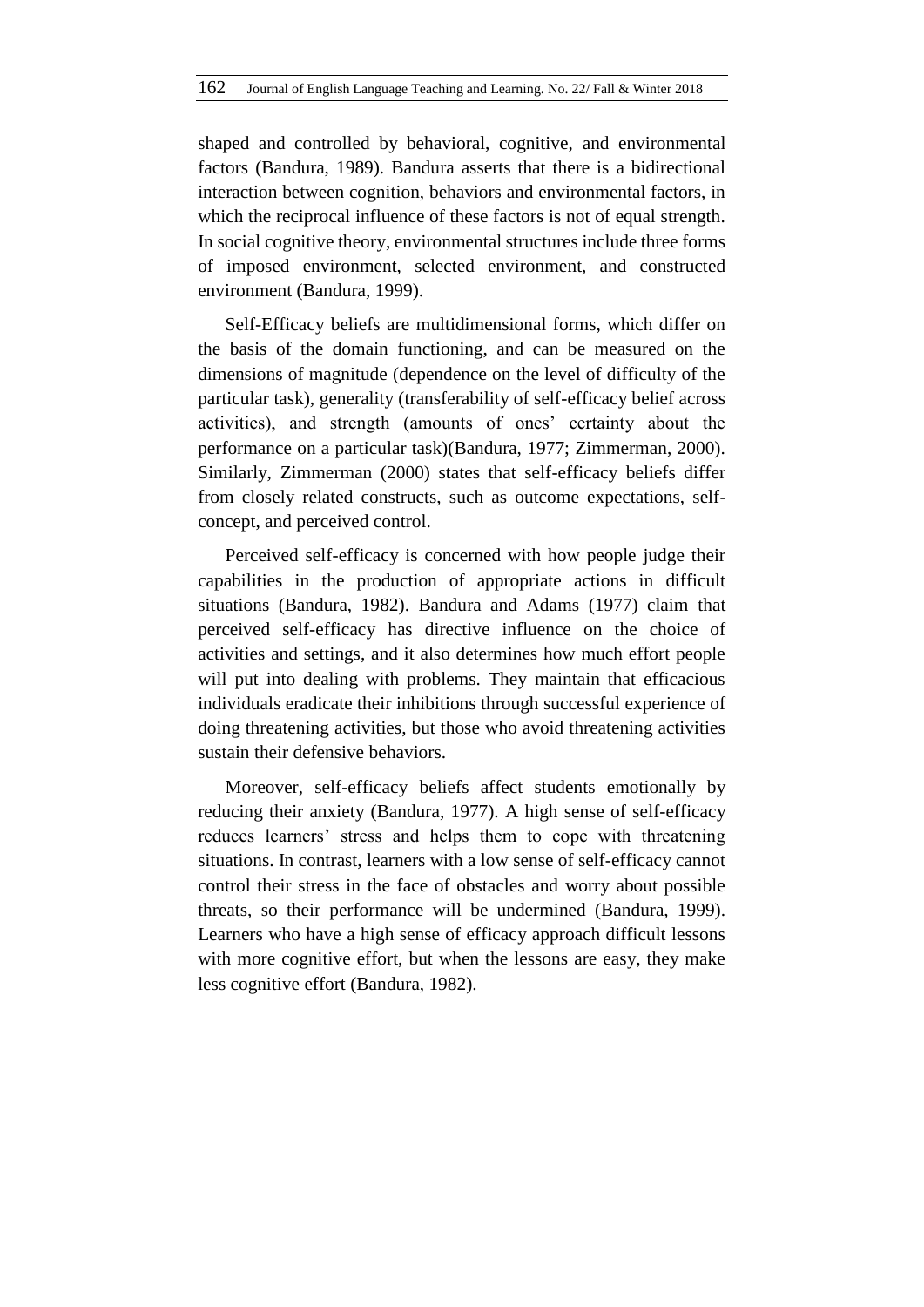shaped and controlled by behavioral, cognitive, and environmental factors (Bandura, 1989). Bandura asserts that there is a bidirectional interaction between cognition, behaviors and environmental factors, in which the reciprocal influence of these factors is not of equal strength. In social cognitive theory, environmental structures include three forms of imposed environment, selected environment, and constructed environment (Bandura, 1999).

Self-Efficacy beliefs are multidimensional forms, which differ on the basis of the domain functioning, and can be measured on the dimensions of magnitude (dependence on the level of difficulty of the particular task), generality (transferability of self-efficacy belief across activities), and strength (amounts of ones' certainty about the performance on a particular task)(Bandura, 1977; Zimmerman, 2000). Similarly, Zimmerman (2000) states that self-efficacy beliefs differ from closely related constructs, such as outcome expectations, self-concept, and perceived control.

Perceived self-efficacy is concerned with how people judge their capabilities in the production of appropriate actions in difficult situations (Bandura, 1982). Bandura and Adams (1977) claim that perceived self-efficacy has directive influence on the choice of activities and settings, and it also determines how much effort people will put into dealing with problems. They maintain that efficacious individuals eradicate their inhibitions through successful experience of doing threatening activities, but those who avoid threatening activities sustain their defensive behaviors.

Moreover, self-efficacy beliefs affect students emotionally by reducing their anxiety (Bandura, 1977). A high sense of self-efficacy reduces learners' stress and helps them to cope with threatening situations. In contrast, learners with a low sense of self-efficacy cannot control their stress in the face of obstacles and worry about possible threats, so their performance will be undermined (Bandura, 1999). Learners who have a high sense of efficacy approach difficult lessons with more cognitive effort, but when the lessons are easy, they make less cognitive effort (Bandura, 1982).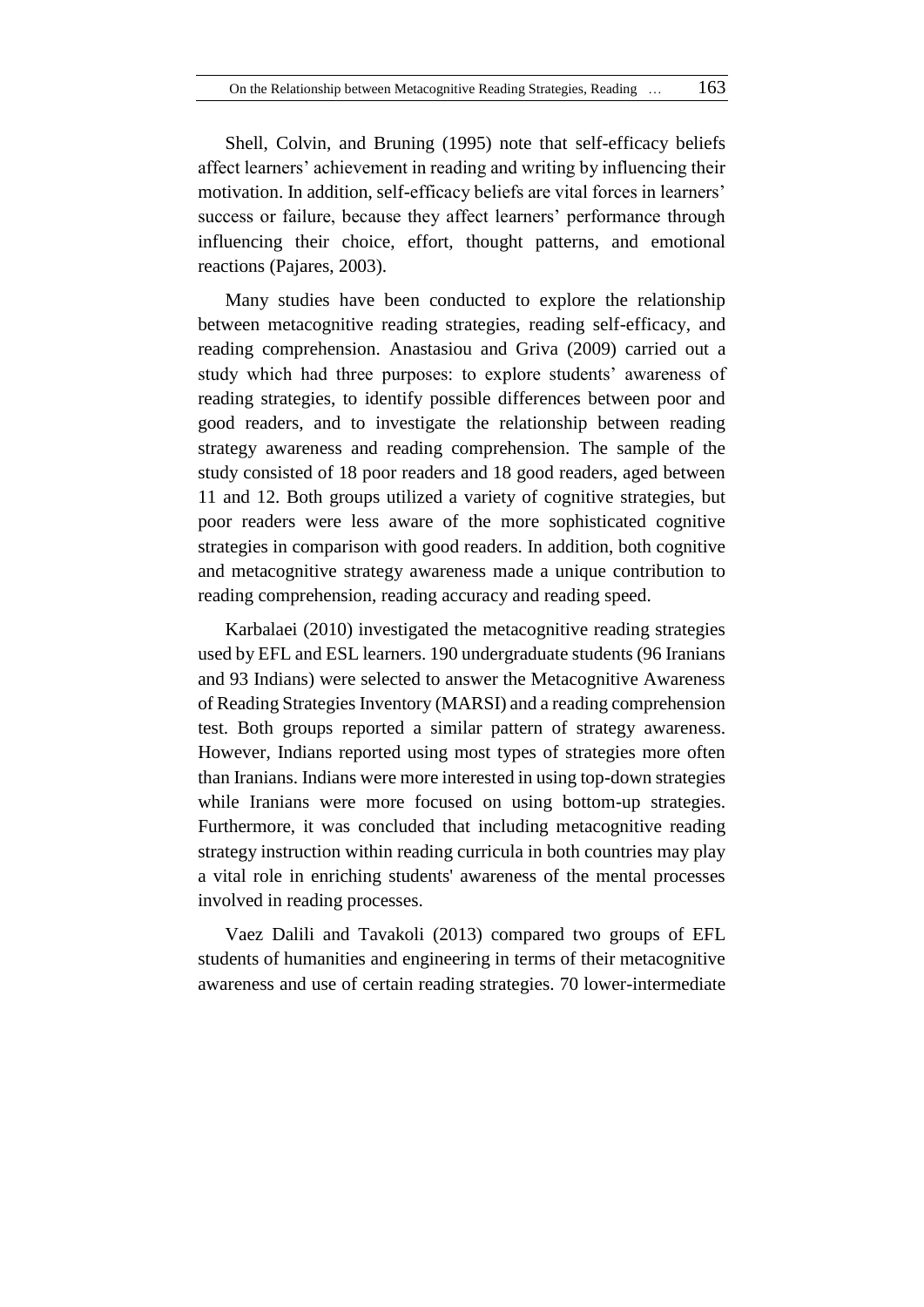Shell, Colvin, and Bruning (1995) note that self-efficacy beliefs affect learners' achievement in reading and writing by influencing their motivation. In addition, self-efficacy beliefs are vital forces in learners' success or failure, because they affect learners' performance through influencing their choice, effort, thought patterns, and emotional reactions (Pajares, 2003).

Many studies have been conducted to explore the relationship between metacognitive reading strategies, reading self-efficacy, and reading comprehension. Anastasiou and Griva (2009) carried out a study which had three purposes: to explore students' awareness of reading strategies, to identify possible differences between poor and good readers, and to investigate the relationship between reading strategy awareness and reading comprehension. The sample of the study consisted of 18 poor readers and 18 good readers, aged between 11 and 12. Both groups utilized a variety of cognitive strategies, but poor readers were less aware of the more sophisticated cognitive strategies in comparison with good readers. In addition, both cognitive and metacognitive strategy awareness made a unique contribution to reading comprehension, reading accuracy and reading speed.

Karbalaei (2010) investigated the metacognitive reading strategies used by EFL and ESL learners. 190 undergraduate students (96 Iranians and 93 Indians) were selected to answer the Metacognitive Awareness of Reading Strategies Inventory (MARSI) and a reading comprehension test. Both groups reported a similar pattern of strategy awareness. However, Indians reported using most types of strategies more often than Iranians. Indians were more interested in using top-down strategies while Iranians were more focused on using bottom-up strategies. Furthermore, it was concluded that including metacognitive reading strategy instruction within reading curricula in both countries may play a vital role in enriching students' awareness of the mental processes involved in reading processes.

Vaez Dalili and Tavakoli (2013) compared two groups of EFL students of humanities and engineering in terms of their metacognitive awareness and use of certain reading strategies. 70 lower-intermediate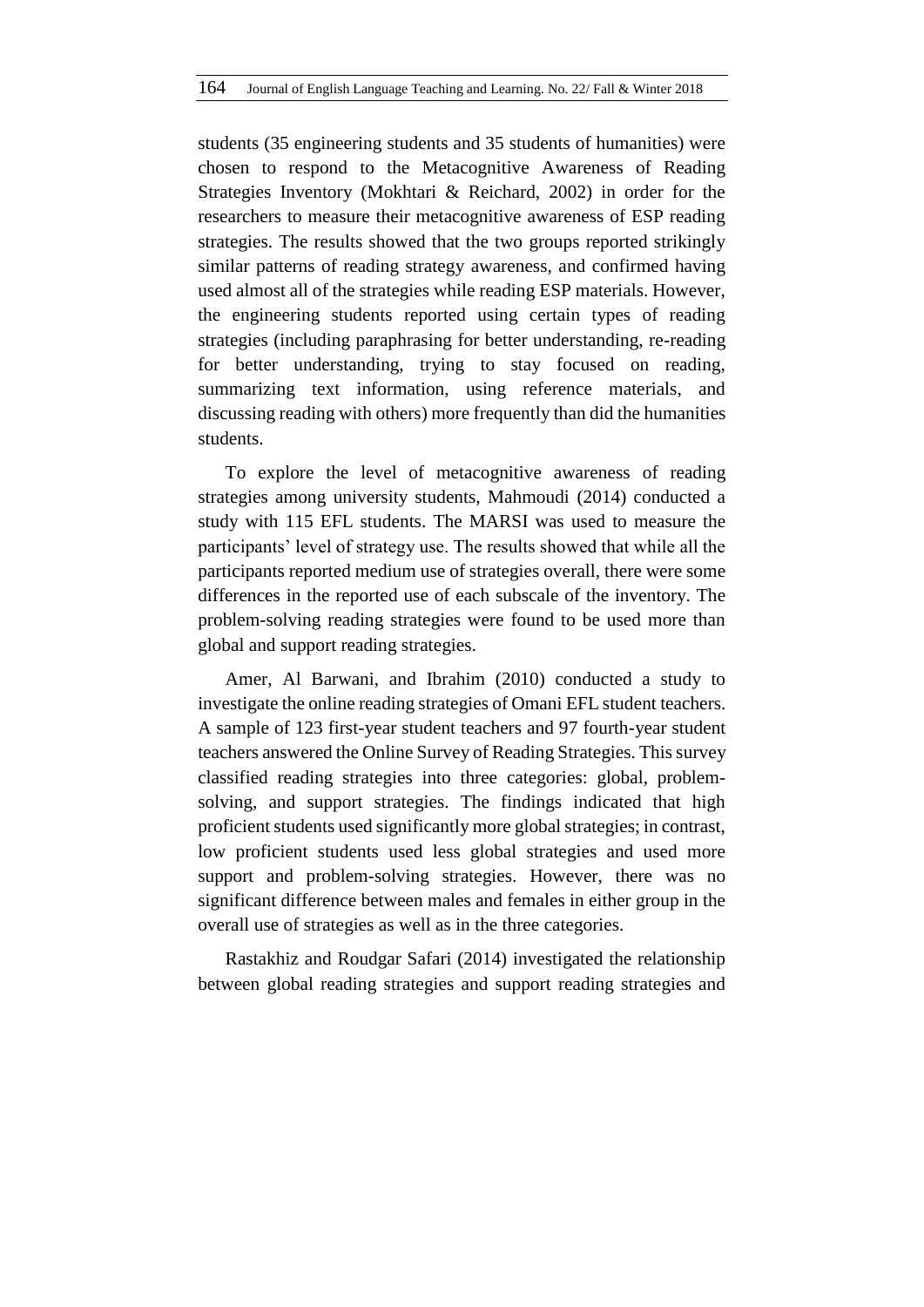students (35 engineering students and 35 students of humanities) were chosen to respond to the Metacognitive Awareness of Reading Strategies Inventory (Mokhtari & Reichard, 2002) in order for the researchers to measure their metacognitive awareness of ESP reading strategies. The results showed that the two groups reported strikingly similar patterns of reading strategy awareness, and confirmed having used almost all of the strategies while reading ESP materials. However, the engineering students reported using certain types of reading strategies (including paraphrasing for better understanding, re-reading for better understanding, trying to stay focused on reading, summarizing text information, using reference materials, and discussing reading with others) more frequently than did the humanities students.

To explore the level of metacognitive awareness of reading strategies among university students, Mahmoudi (2014) conducted a study with 115 EFL students. The MARSI was used to measure the participants' level of strategy use. The results showed that while all the participants reported medium use of strategies overall, there were some differences in the reported use of each subscale of the inventory. The problem-solving reading strategies were found to be used more than global and support reading strategies.

Amer, Al Barwani, and Ibrahim (2010) conducted a study to investigate the online reading strategies of Omani EFL student teachers. A sample of 123 first-year student teachers and 97 fourth-year student teachers answered the Online Survey of Reading Strategies. This survey classified reading strategies into three categories: global, problem-solving, and support strategies. The findings indicated that high proficient students used significantly more global strategies; in contrast, low proficient students used less global strategies and used more support and problem-solving strategies. However, there was no significant difference between males and females in either group in the overall use of strategies as well as in the three categories.

Rastakhiz and Roudgar Safari (2014) investigated the relationship between global reading strategies and support reading strategies and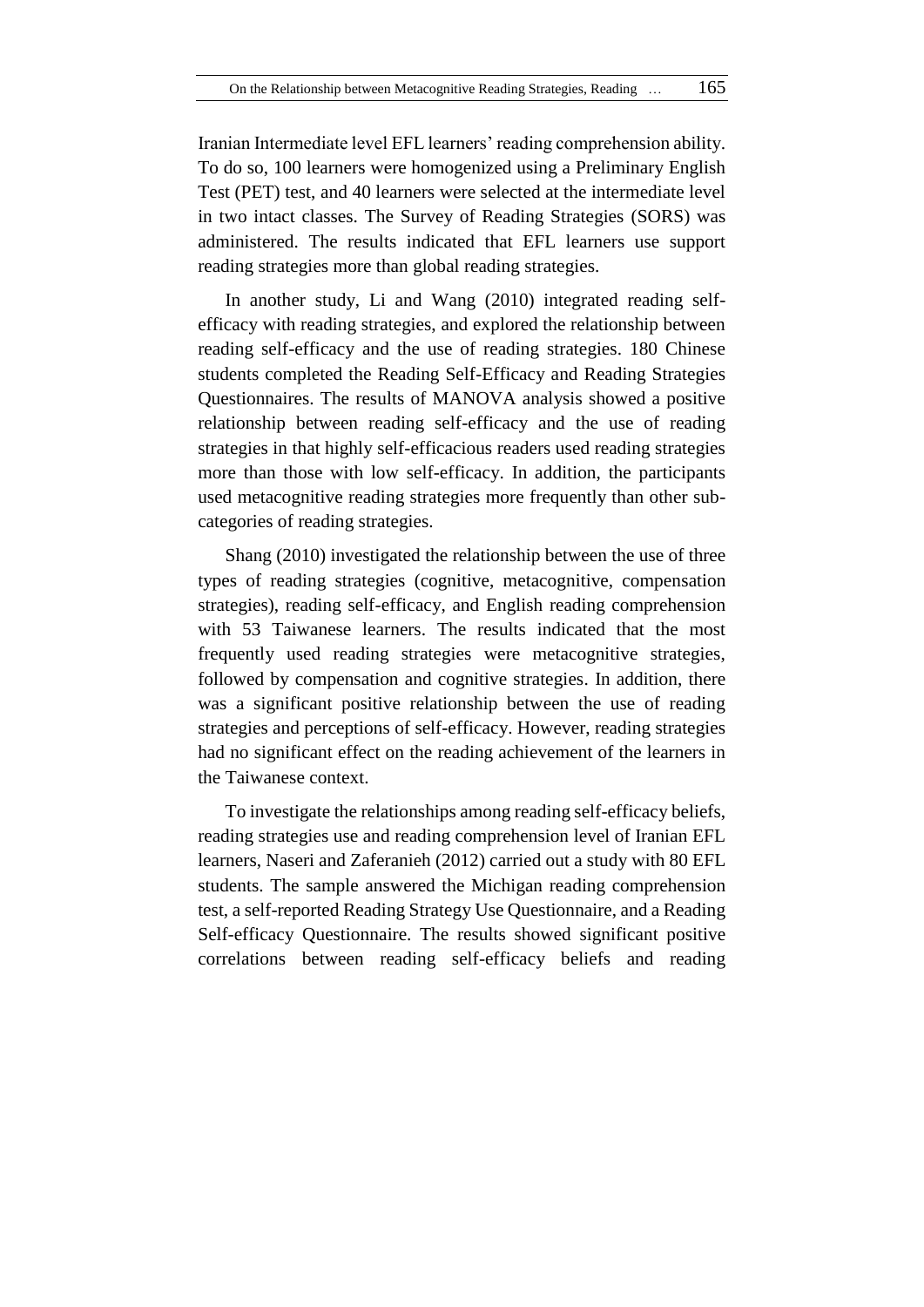Iranian Intermediate level EFL learners' reading comprehension ability. To do so, 100 learners were homogenized using a Preliminary English Test (PET) test, and 40 learners were selected at the intermediate level in two intact classes. The Survey of Reading Strategies (SORS) was administered. The results indicated that EFL learners use support reading strategies more than global reading strategies.

In another study, Li and Wang (2010) integrated reading self-efficacy with reading strategies, and explored the relationship between reading self-efficacy and the use of reading strategies. 180 Chinese students completed the Reading Self-Efficacy and Reading Strategies Questionnaires. The results of MANOVA analysis showed a positive relationship between reading self-efficacy and the use of reading strategies in that highly self-efficacious readers used reading strategies more than those with low self-efficacy. In addition, the participants used metacognitive reading strategies more frequently than other sub-categories of reading strategies.

Shang (2010) investigated the relationship between the use of three types of reading strategies (cognitive, metacognitive, compensation strategies), reading self-efficacy, and English reading comprehension with 53 Taiwanese learners. The results indicated that the most frequently used reading strategies were metacognitive strategies, followed by compensation and cognitive strategies. In addition, there was a significant positive relationship between the use of reading strategies and perceptions of self-efficacy. However, reading strategies had no significant effect on the reading achievement of the learners in the Taiwanese context.

To investigate the relationships among reading self-efficacy beliefs, reading strategies use and reading comprehension level of Iranian EFL learners, Naseri and Zaferanieh (2012) carried out a study with 80 EFL students. The sample answered the Michigan reading comprehension test, a self-reported Reading Strategy Use Questionnaire, and a Reading Self-efficacy Questionnaire. The results showed significant positive correlations between reading self-efficacy beliefs and reading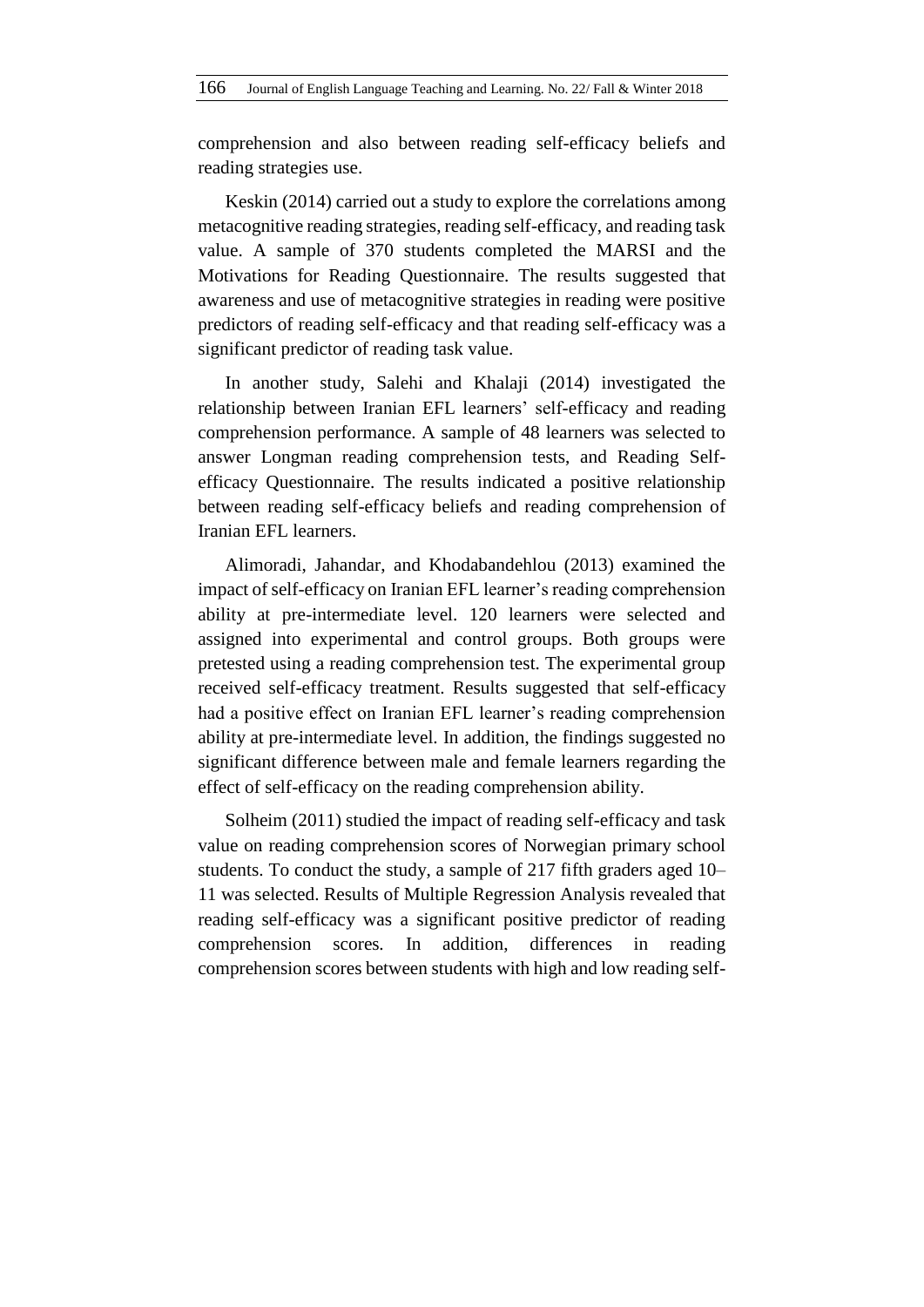comprehension and also between reading self-efficacy beliefs and reading strategies use.

Keskin (2014) carried out a study to explore the correlations among metacognitive reading strategies, reading self-efficacy, and reading task value. A sample of 370 students completed the MARSI and the Motivations for Reading Questionnaire. The results suggested that awareness and use of metacognitive strategies in reading were positive predictors of reading self-efficacy and that reading self-efficacy was a significant predictor of reading task value.

In another study, Salehi and Khalaji (2014) investigated the relationship between Iranian EFL learners' self-efficacy and reading comprehension performance. A sample of 48 learners was selected to answer Longman reading comprehension tests, and Reading Self-efficacy Questionnaire. The results indicated a positive relationship between reading self-efficacy beliefs and reading comprehension of Iranian EFL learners.

Alimoradi, Jahandar, and Khodabandehlou (2013) examined the impact of self-efficacy on Iranian EFL learner's reading comprehension ability at pre-intermediate level. 120 learners were selected and assigned into experimental and control groups. Both groups were pretested using a reading comprehension test. The experimental group received self-efficacy treatment. Results suggested that self-efficacy had a positive effect on Iranian EFL learner's reading comprehension ability at pre-intermediate level. In addition, the findings suggested no significant difference between male and female learners regarding the effect of self-efficacy on the reading comprehension ability.

Solheim (2011) studied the impact of reading self-efficacy and task value on reading comprehension scores of Norwegian primary school students. To conduct the study, a sample of 217 fifth graders aged 10–11 was selected. Results of Multiple Regression Analysis revealed that reading self-efficacy was a significant positive predictor of reading comprehension scores. In addition, differences in reading comprehension scores between students with high and low reading self-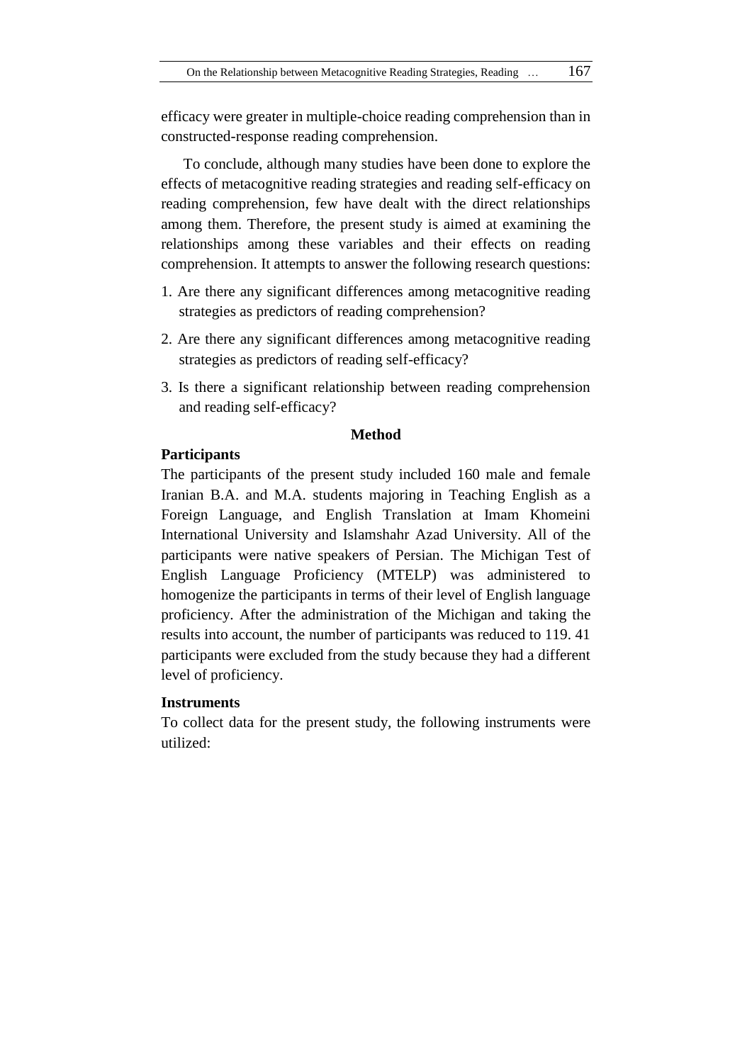efficacy were greater in multiple-choice reading comprehension than in constructed-response reading comprehension.

To conclude, although many studies have been done to explore the effects of metacognitive reading strategies and reading self-efficacy on reading comprehension, few have dealt with the direct relationships among them. Therefore, the present study is aimed at examining the relationships among these variables and their effects on reading comprehension. It attempts to answer the following research questions:

1. Are there any significant differences among metacognitive reading strategies as predictors of reading comprehension?
2. Are there any significant differences among metacognitive reading strategies as predictors of reading self-efficacy?
3. Is there a significant relationship between reading comprehension and reading self-efficacy?

## Method

### Participants

The participants of the present study included 160 male and female Iranian B.A. and M.A. students majoring in Teaching English as a Foreign Language, and English Translation at Imam Khomeini International University and Islamshahr Azad University. All of the participants were native speakers of Persian. The Michigan Test of English Language Proficiency (MTELP) was administered to homogenize the participants in terms of their level of English language proficiency. After the administration of the Michigan and taking the results into account, the number of participants was reduced to 119. 41 participants were excluded from the study because they had a different level of proficiency.

### Instruments

To collect data for the present study, the following instruments were utilized: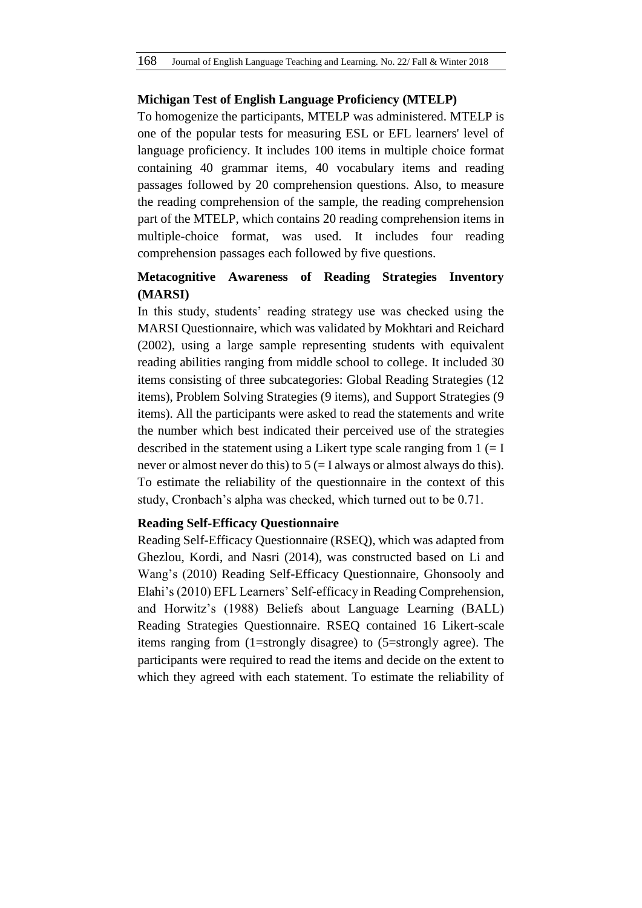### Michigan Test of English Language Proficiency (MTELP)

To homogenize the participants, MTELP was administered. MTELP is one of the popular tests for measuring ESL or EFL learners' level of language proficiency. It includes 100 items in multiple choice format containing 40 grammar items, 40 vocabulary items and reading passages followed by 20 comprehension questions. Also, to measure the reading comprehension of the sample, the reading comprehension part of the MTELP, which contains 20 reading comprehension items in multiple-choice format, was used. It includes four reading comprehension passages each followed by five questions.

### Metacognitive Awareness of Reading Strategies Inventory (MARSI)

In this study, students' reading strategy use was checked using the MARSI Questionnaire, which was validated by Mokhtari and Reichard (2002), using a large sample representing students with equivalent reading abilities ranging from middle school to college. It included 30 items consisting of three subcategories: Global Reading Strategies (12 items), Problem Solving Strategies (9 items), and Support Strategies (9 items). All the participants were asked to read the statements and write the number which best indicated their perceived use of the strategies described in the statement using a Likert type scale ranging from 1 (= I never or almost never do this) to 5 (= I always or almost always do this). To estimate the reliability of the questionnaire in the context of this study, Cronbach's alpha was checked, which turned out to be 0.71.

### Reading Self-Efficacy Questionnaire

Reading Self-Efficacy Questionnaire (RSEQ), which was adapted from Ghezlou, Kordi, and Nasri (2014), was constructed based on Li and Wang's (2010) Reading Self-Efficacy Questionnaire, Ghonsooly and Elahi's (2010) EFL Learners' Self-efficacy in Reading Comprehension, and Horwitz's (1988) Beliefs about Language Learning (BALL) Reading Strategies Questionnaire. RSEQ contained 16 Likert-scale items ranging from (1=strongly disagree) to (5=strongly agree). The participants were required to read the items and decide on the extent to which they agreed with each statement. To estimate the reliability of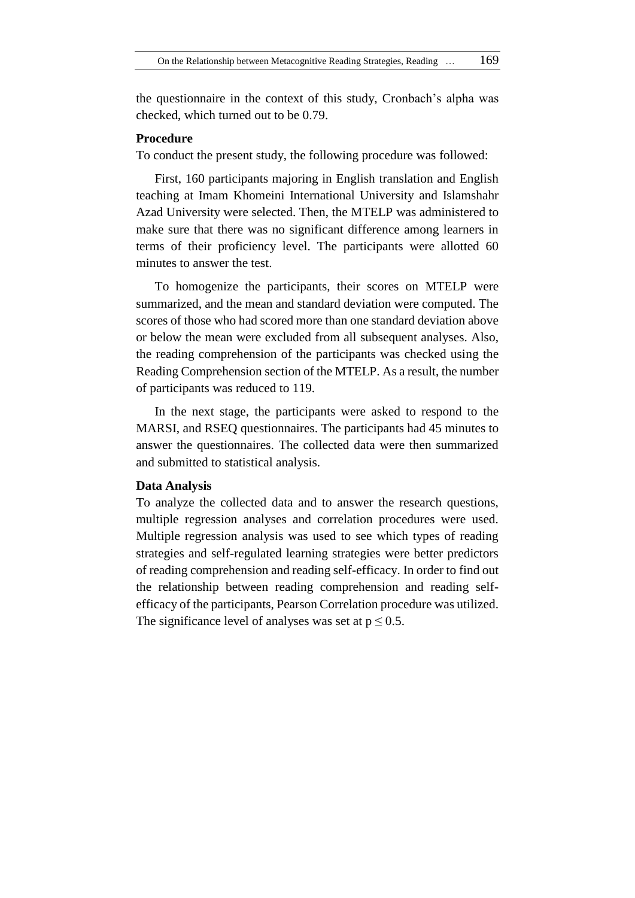the questionnaire in the context of this study, Cronbach's alpha was checked, which turned out to be 0.79.

### Procedure

To conduct the present study, the following procedure was followed:

First, 160 participants majoring in English translation and English teaching at Imam Khomeini International University and Islamshahr Azad University were selected. Then, the MTELP was administered to make sure that there was no significant difference among learners in terms of their proficiency level. The participants were allotted 60 minutes to answer the test.

To homogenize the participants, their scores on MTELP were summarized, and the mean and standard deviation were computed. The scores of those who had scored more than one standard deviation above or below the mean were excluded from all subsequent analyses. Also, the reading comprehension of the participants was checked using the Reading Comprehension section of the MTELP. As a result, the number of participants was reduced to 119.

In the next stage, the participants were asked to respond to the MARSI, and RSEQ questionnaires. The participants had 45 minutes to answer the questionnaires. The collected data were then summarized and submitted to statistical analysis.

### Data Analysis

To analyze the collected data and to answer the research questions, multiple regression analyses and correlation procedures were used. Multiple regression analysis was used to see which types of reading strategies and self-regulated learning strategies were better predictors of reading comprehension and reading self-efficacy. In order to find out the relationship between reading comprehension and reading self-efficacy of the participants, Pearson Correlation procedure was utilized. The significance level of analyses was set at $p \leq 0.5$.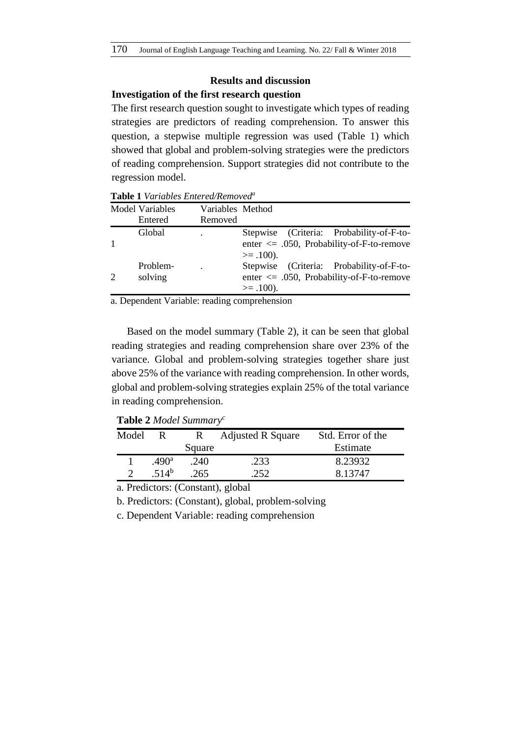## Results and discussion

### Investigation of the first research question

The first research question sought to investigate which types of reading strategies are predictors of reading comprehension. To answer this question, a stepwise multiple regression was used (Table 1) which showed that global and problem-solving strategies were the predictors of reading comprehension. Support strategies did not contribute to the regression model.

**Table 1** *Variables Entered/Removed*[a]

| Model | Variables Entered | Variables Removed | Method |
|---|---|---|---|
| 1 | Global | . | Stepwise (Criteria: Probability-of-F-to-enter <= .050, Probability-of-F-to-remove >= .100). |
| 2 | Problem-solving | . | Stepwise (Criteria: Probability-of-F-to-enter <= .050, Probability-of-F-to-remove >= .100). |

a. Dependent Variable: reading comprehension

Based on the model summary (Table 2), it can be seen that global reading strategies and reading comprehension share over 23% of the variance. Global and problem-solving strategies together share just above 25% of the variance with reading comprehension. In other words, global and problem-solving strategies explain 25% of the total variance in reading comprehension.

**Table 2** *Model Summary*[c]

| Model | R | R Square | Adjusted R Square | Std. Error of the Estimate |
|---|---|---|---|---|
| 1 | .490[a] | .240 | .233 | 8.23932 |
| 2 | .514[b] | .265 | .252 | 8.13747 |

a. Predictors: (Constant), global

b. Predictors: (Constant), global, problem-solving

c. Dependent Variable: reading comprehension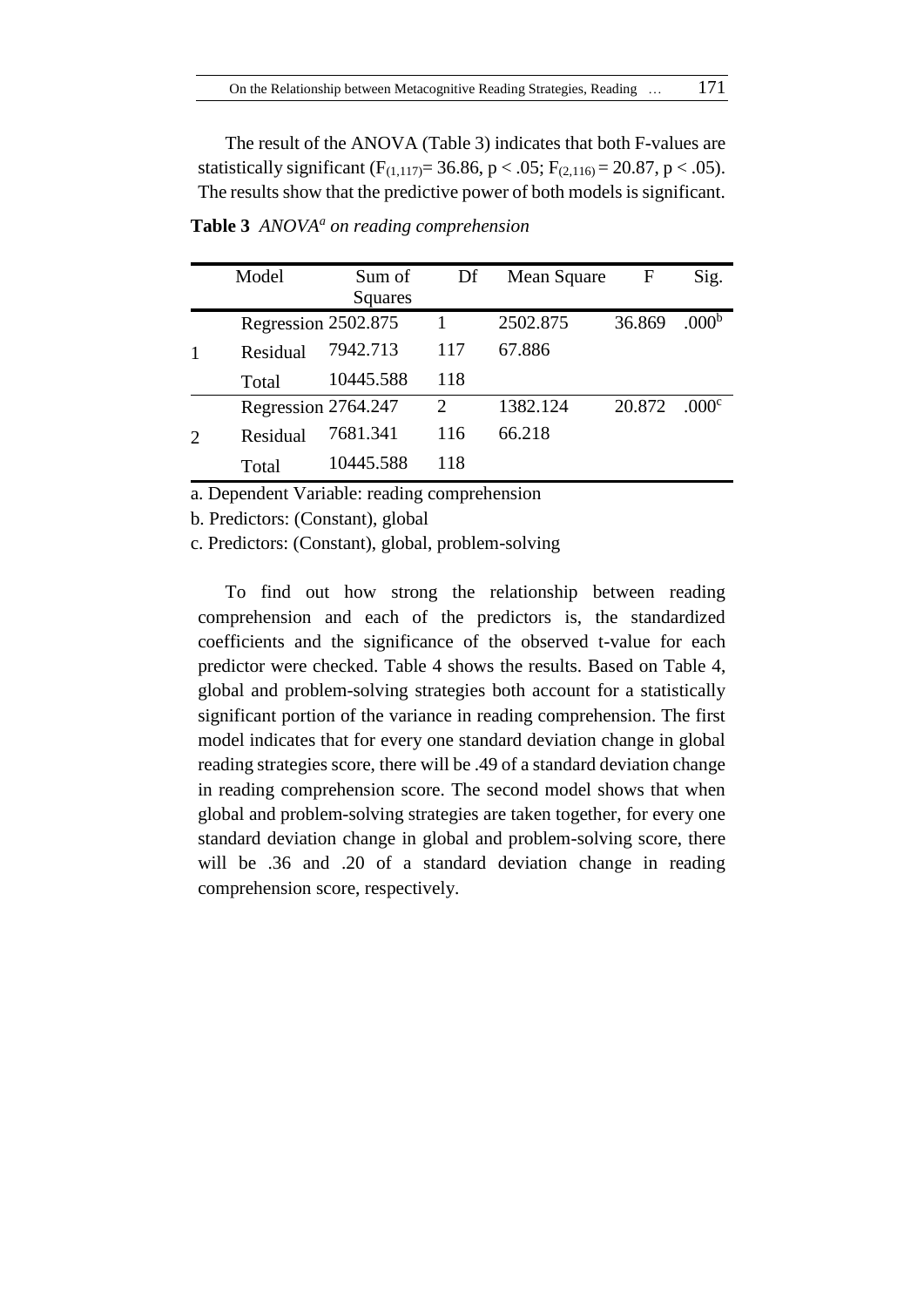The result of the ANOVA (Table 3) indicates that both F-values are statistically significant ($F_{(1,117)}$= 36.86, $p < .05$; $F_{(2,116)}$ = 20.87, $p < .05$). The results show that the predictive power of both models is significant.

**Table 3** *ANOVA[a] on reading comprehension*

| | Model | Sum of Squares | Df | Mean Square | F | Sig. |
|---|---|---|---|---|---|---|
| 1 | Regression | 2502.875 | 1 | 2502.875 | 36.869 | .000[b] |
| | Residual | 7942.713 | 117 | 67.886 | | |
| | Total | 10445.588 | 118 | | | |
| 2 | Regression | 2764.247 | 2 | 1382.124 | 20.872 | .000[c] |
| | Residual | 7681.341 | 116 | 66.218 | | |
| | Total | 10445.588 | 118 | | | |

a. Dependent Variable: reading comprehension

b. Predictors: (Constant), global

c. Predictors: (Constant), global, problem-solving

To find out how strong the relationship between reading comprehension and each of the predictors is, the standardized coefficients and the significance of the observed t-value for each predictor were checked. Table 4 shows the results. Based on Table 4, global and problem-solving strategies both account for a statistically significant portion of the variance in reading comprehension. The first model indicates that for every one standard deviation change in global reading strategies score, there will be .49 of a standard deviation change in reading comprehension score. The second model shows that when global and problem-solving strategies are taken together, for every one standard deviation change in global and problem-solving score, there will be .36 and .20 of a standard deviation change in reading comprehension score, respectively.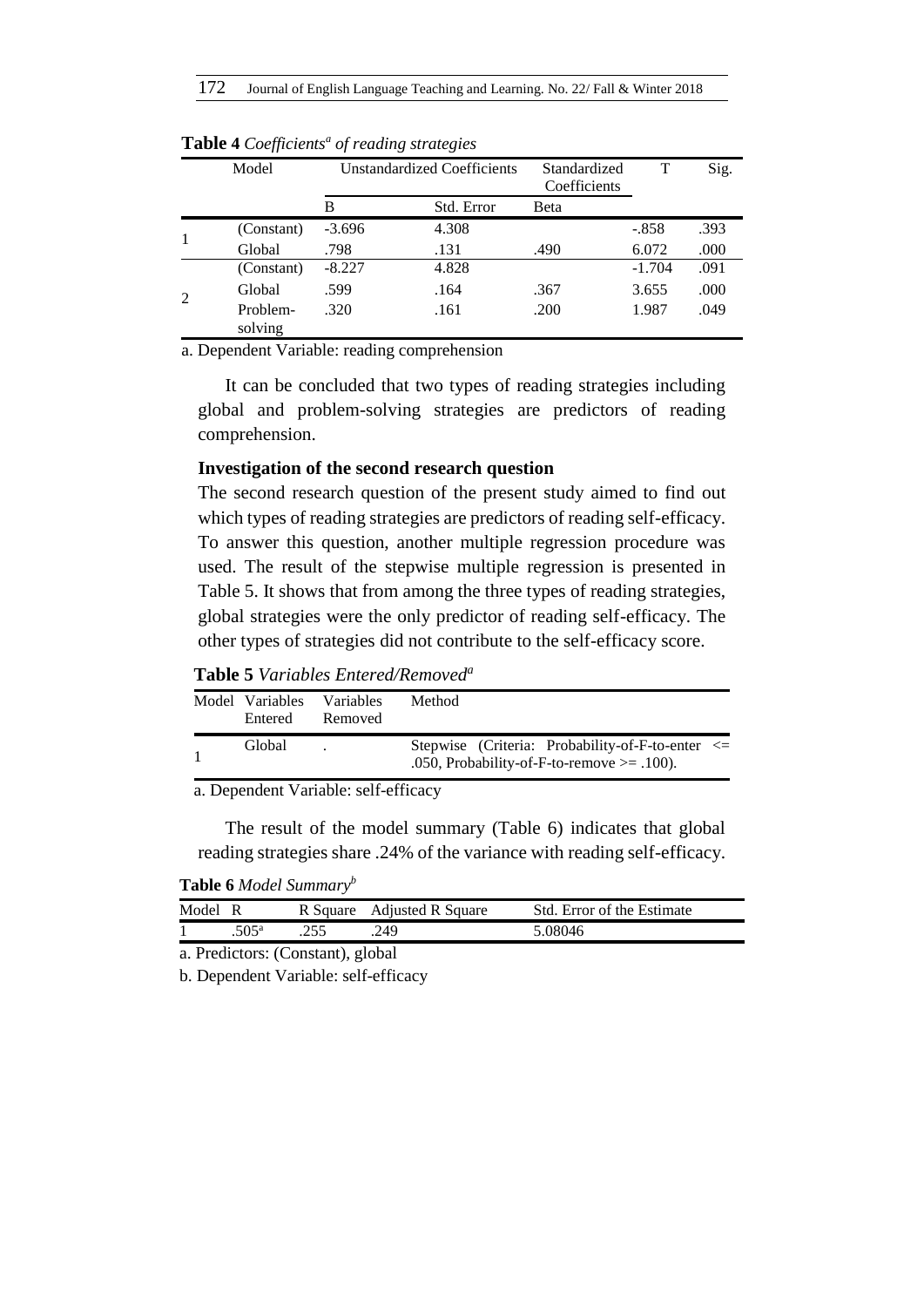**Table 4** *Coefficients*[a] *of reading strategies*

| Model | | Unstandardized Coefficients | | Standardized Coefficients | T | Sig. |
|---|---|---|---|---|---|---|
| | | B | Std. Error | Beta | | |
| 1 | (Constant) | -3.696 | 4.308 | | -.858 | .393 |
| | Global | .798 | .131 | .490 | 6.072 | .000 |
| 2 | (Constant) | -8.227 | 4.828 | | -1.704 | .091 |
| | Global | .599 | .164 | .367 | 3.655 | .000 |
| | Problem-solving | .320 | .161 | .200 | 1.987 | .049 |

a. Dependent Variable: reading comprehension

It can be concluded that two types of reading strategies including global and problem-solving strategies are predictors of reading comprehension.

**Investigation of the second research question**

The second research question of the present study aimed to find out which types of reading strategies are predictors of reading self-efficacy. To answer this question, another multiple regression procedure was used. The result of the stepwise multiple regression is presented in Table 5. It shows that from among the three types of reading strategies, global strategies were the only predictor of reading self-efficacy. The other types of strategies did not contribute to the self-efficacy score.

**Table 5** *Variables Entered/Removed*[a]

| Model | Variables Entered | Variables Removed | Method |
|---|---|---|---|
| 1 | Global | . | Stepwise (Criteria: Probability-of-F-to-enter <= .050, Probability-of-F-to-remove >= .100). |

a. Dependent Variable: self-efficacy

The result of the model summary (Table 6) indicates that global reading strategies share .24% of the variance with reading self-efficacy.

**Table 6** *Model Summary*[b]

| Model | R | R Square | Adjusted R Square | Std. Error of the Estimate |
|---|---|---|---|---|
| 1 | .505[a] | .255 | .249 | 5.08046 |

a. Predictors: (Constant), global

b. Dependent Variable: self-efficacy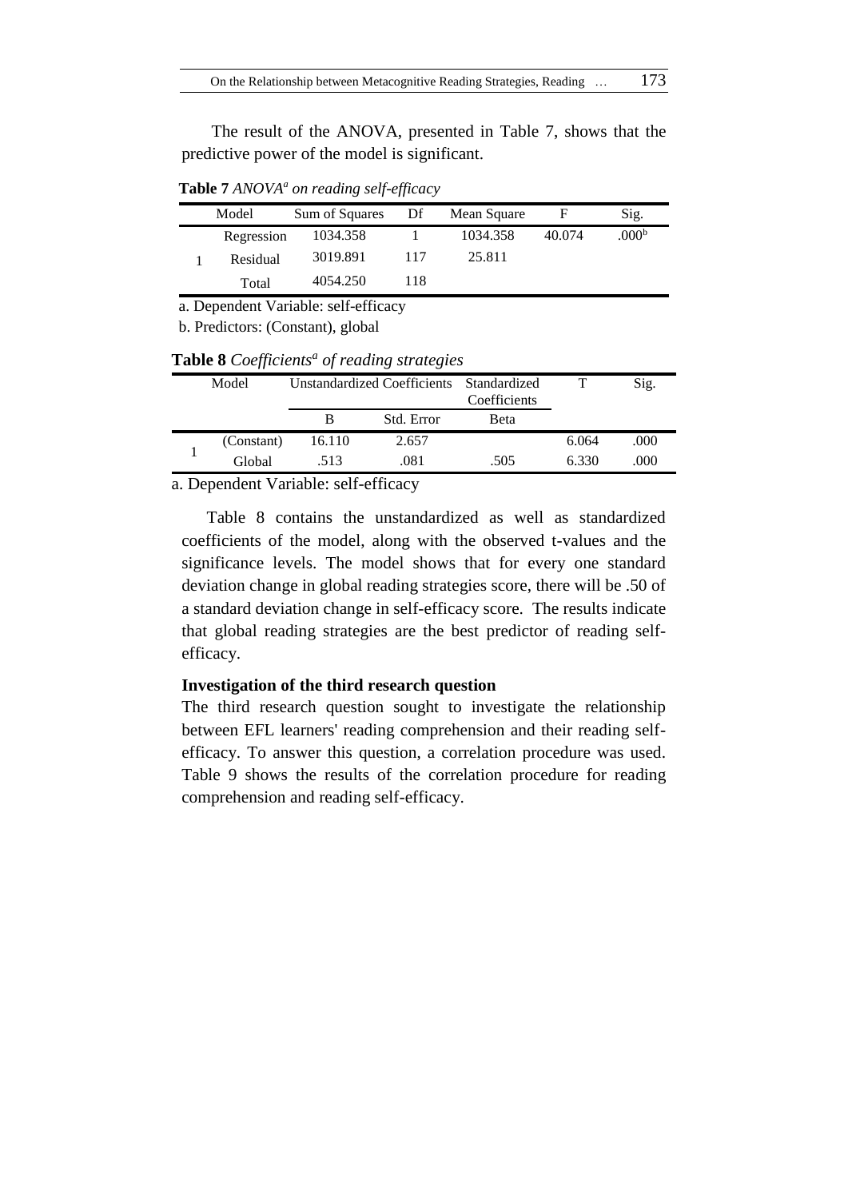The result of the ANOVA, presented in Table 7, shows that the predictive power of the model is significant.

**Table 7** *ANOVA[a] on reading self-efficacy*

| Model | | Sum of Squares | Df | Mean Square | F | Sig. |
|---|---|---|---|---|---|---|
| 1 | Regression | 1034.358 | 1 | 1034.358 | 40.074 | .000[b] |
| | Residual | 3019.891 | 117 | 25.811 | | |
| | Total | 4054.250 | 118 | | | |

a. Dependent Variable: self-efficacy

b. Predictors: (Constant), global

**Table 8** *Coefficients[a] of reading strategies*

| Model | | Unstandardized Coefficients | | Standardized Coefficients | T | Sig. |
|---|---|---|---|---|---|---|
| | | B | Std. Error | Beta | | |
| 1 | (Constant) | 16.110 | 2.657 | | 6.064 | .000 |
| | Global | .513 | .081 | .505 | 6.330 | .000 |

a. Dependent Variable: self-efficacy

Table 8 contains the unstandardized as well as standardized coefficients of the model, along with the observed t-values and the significance levels. The model shows that for every one standard deviation change in global reading strategies score, there will be .50 of a standard deviation change in self-efficacy score. The results indicate that global reading strategies are the best predictor of reading self-efficacy.

**Investigation of the third research question**

The third research question sought to investigate the relationship between EFL learners' reading comprehension and their reading self-efficacy. To answer this question, a correlation procedure was used. Table 9 shows the results of the correlation procedure for reading comprehension and reading self-efficacy.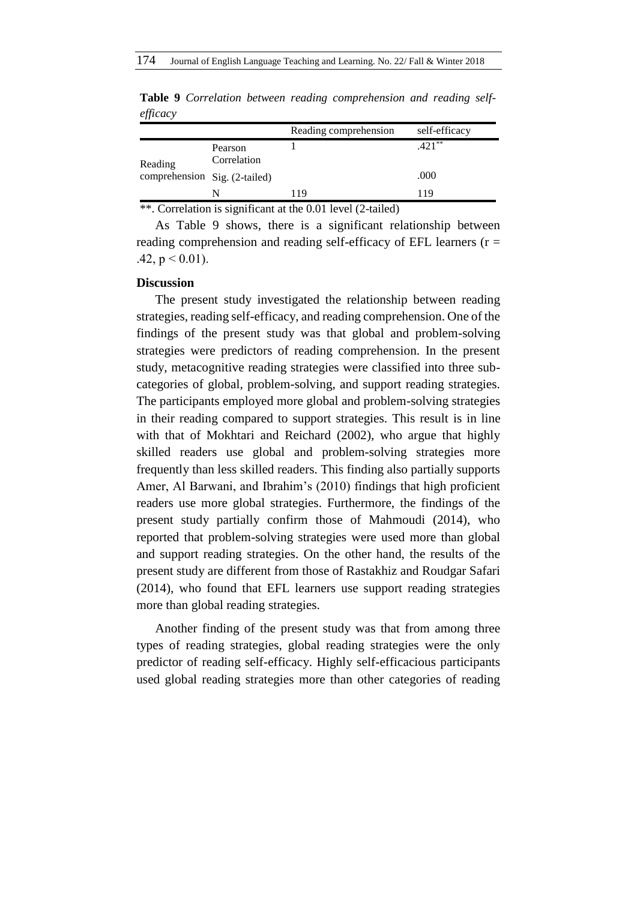**Table 9** *Correlation between reading comprehension and reading self-efficacy*

| | | Reading comprehension | self-efficacy |
|---|---|---|---|
| Reading comprehension | Pearson Correlation | 1 | .421** |
| | Sig. (2-tailed) | | .000 |
| | N | 119 | 119 |

**. Correlation is significant at the 0.01 level (2-tailed)

As Table 9 shows, there is a significant relationship between reading comprehension and reading self-efficacy of EFL learners ($r = .42$, $p < 0.01$).

## Discussion

The present study investigated the relationship between reading strategies, reading self-efficacy, and reading comprehension. One of the findings of the present study was that global and problem-solving strategies were predictors of reading comprehension. In the present study, metacognitive reading strategies were classified into three sub-categories of global, problem-solving, and support reading strategies. The participants employed more global and problem-solving strategies in their reading compared to support strategies. This result is in line with that of Mokhtari and Reichard (2002), who argue that highly skilled readers use global and problem-solving strategies more frequently than less skilled readers. This finding also partially supports Amer, Al Barwani, and Ibrahim's (2010) findings that high proficient readers use more global strategies. Furthermore, the findings of the present study partially confirm those of Mahmoudi (2014), who reported that problem-solving strategies were used more than global and support reading strategies. On the other hand, the results of the present study are different from those of Rastakhiz and Roudgar Safari (2014), who found that EFL learners use support reading strategies more than global reading strategies.

Another finding of the present study was that from among three types of reading strategies, global reading strategies were the only predictor of reading self-efficacy. Highly self-efficacious participants used global reading strategies more than other categories of reading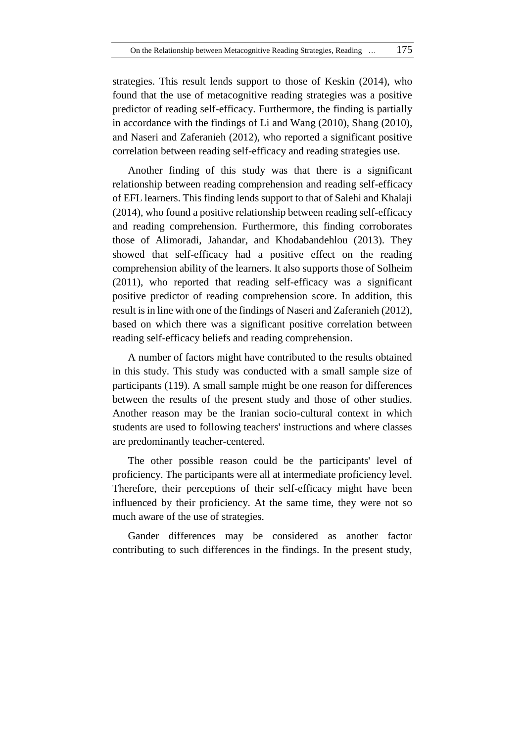strategies. This result lends support to those of Keskin (2014), who found that the use of metacognitive reading strategies was a positive predictor of reading self-efficacy. Furthermore, the finding is partially in accordance with the findings of Li and Wang (2010), Shang (2010), and Naseri and Zaferanieh (2012), who reported a significant positive correlation between reading self-efficacy and reading strategies use.

Another finding of this study was that there is a significant relationship between reading comprehension and reading self-efficacy of EFL learners. This finding lends support to that of Salehi and Khalaji (2014), who found a positive relationship between reading self-efficacy and reading comprehension. Furthermore, this finding corroborates those of Alimoradi, Jahandar, and Khodabandehlou (2013). They showed that self-efficacy had a positive effect on the reading comprehension ability of the learners. It also supports those of Solheim (2011), who reported that reading self-efficacy was a significant positive predictor of reading comprehension score. In addition, this result is in line with one of the findings of Naseri and Zaferanieh (2012), based on which there was a significant positive correlation between reading self-efficacy beliefs and reading comprehension.

A number of factors might have contributed to the results obtained in this study. This study was conducted with a small sample size of participants (119). A small sample might be one reason for differences between the results of the present study and those of other studies. Another reason may be the Iranian socio-cultural context in which students are used to following teachers' instructions and where classes are predominantly teacher-centered.

The other possible reason could be the participants' level of proficiency. The participants were all at intermediate proficiency level. Therefore, their perceptions of their self-efficacy might have been influenced by their proficiency. At the same time, they were not so much aware of the use of strategies.

Gander differences may be considered as another factor contributing to such differences in the findings. In the present study,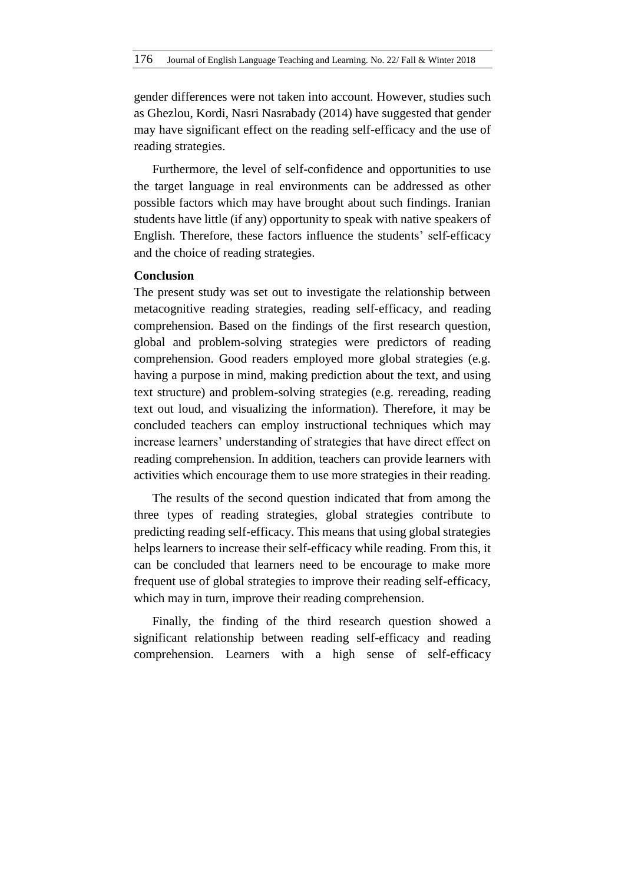gender differences were not taken into account. However, studies such as Ghezlou, Kordi, Nasri Nasrabady (2014) have suggested that gender may have significant effect on the reading self-efficacy and the use of reading strategies.

Furthermore, the level of self-confidence and opportunities to use the target language in real environments can be addressed as other possible factors which may have brought about such findings. Iranian students have little (if any) opportunity to speak with native speakers of English. Therefore, these factors influence the students' self-efficacy and the choice of reading strategies.

**Conclusion**

The present study was set out to investigate the relationship between metacognitive reading strategies, reading self-efficacy, and reading comprehension. Based on the findings of the first research question, global and problem-solving strategies were predictors of reading comprehension. Good readers employed more global strategies (e.g. having a purpose in mind, making prediction about the text, and using text structure) and problem-solving strategies (e.g. rereading, reading text out loud, and visualizing the information). Therefore, it may be concluded teachers can employ instructional techniques which may increase learners' understanding of strategies that have direct effect on reading comprehension. In addition, teachers can provide learners with activities which encourage them to use more strategies in their reading.

The results of the second question indicated that from among the three types of reading strategies, global strategies contribute to predicting reading self-efficacy. This means that using global strategies helps learners to increase their self-efficacy while reading. From this, it can be concluded that learners need to be encourage to make more frequent use of global strategies to improve their reading self-efficacy, which may in turn, improve their reading comprehension.

Finally, the finding of the third research question showed a significant relationship between reading self-efficacy and reading comprehension. Learners with a high sense of self-efficacy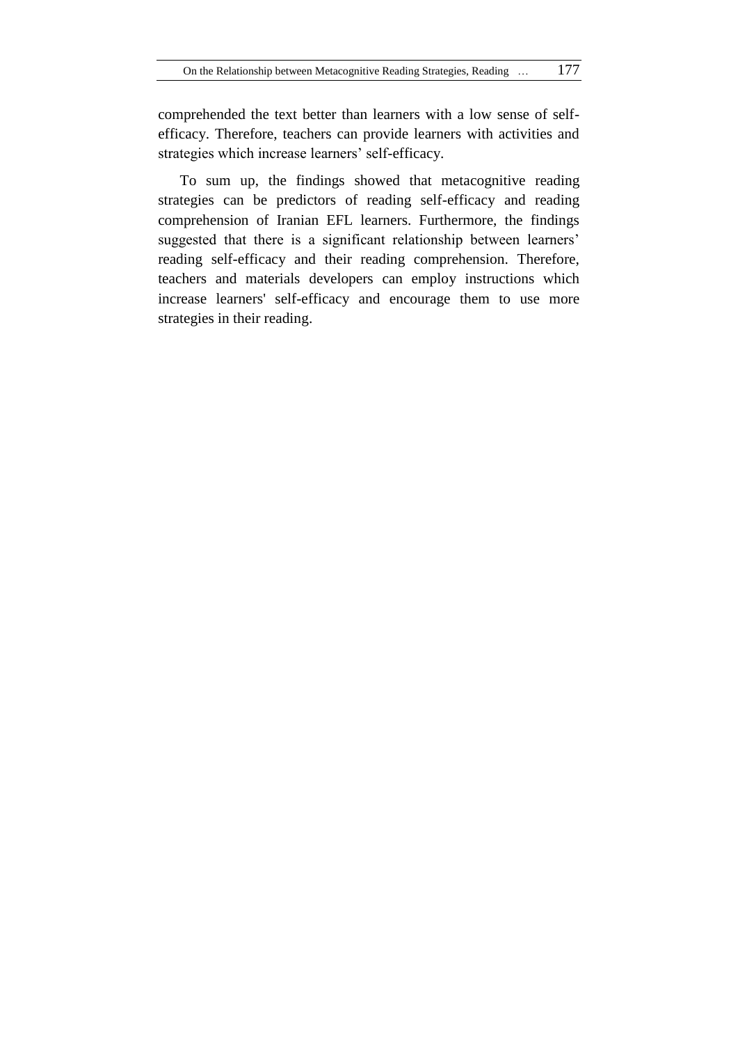comprehended the text better than learners with a low sense of self-efficacy. Therefore, teachers can provide learners with activities and strategies which increase learners' self-efficacy.

To sum up, the findings showed that metacognitive reading strategies can be predictors of reading self-efficacy and reading comprehension of Iranian EFL learners. Furthermore, the findings suggested that there is a significant relationship between learners' reading self-efficacy and their reading comprehension. Therefore, teachers and materials developers can employ instructions which increase learners' self-efficacy and encourage them to use more strategies in their reading.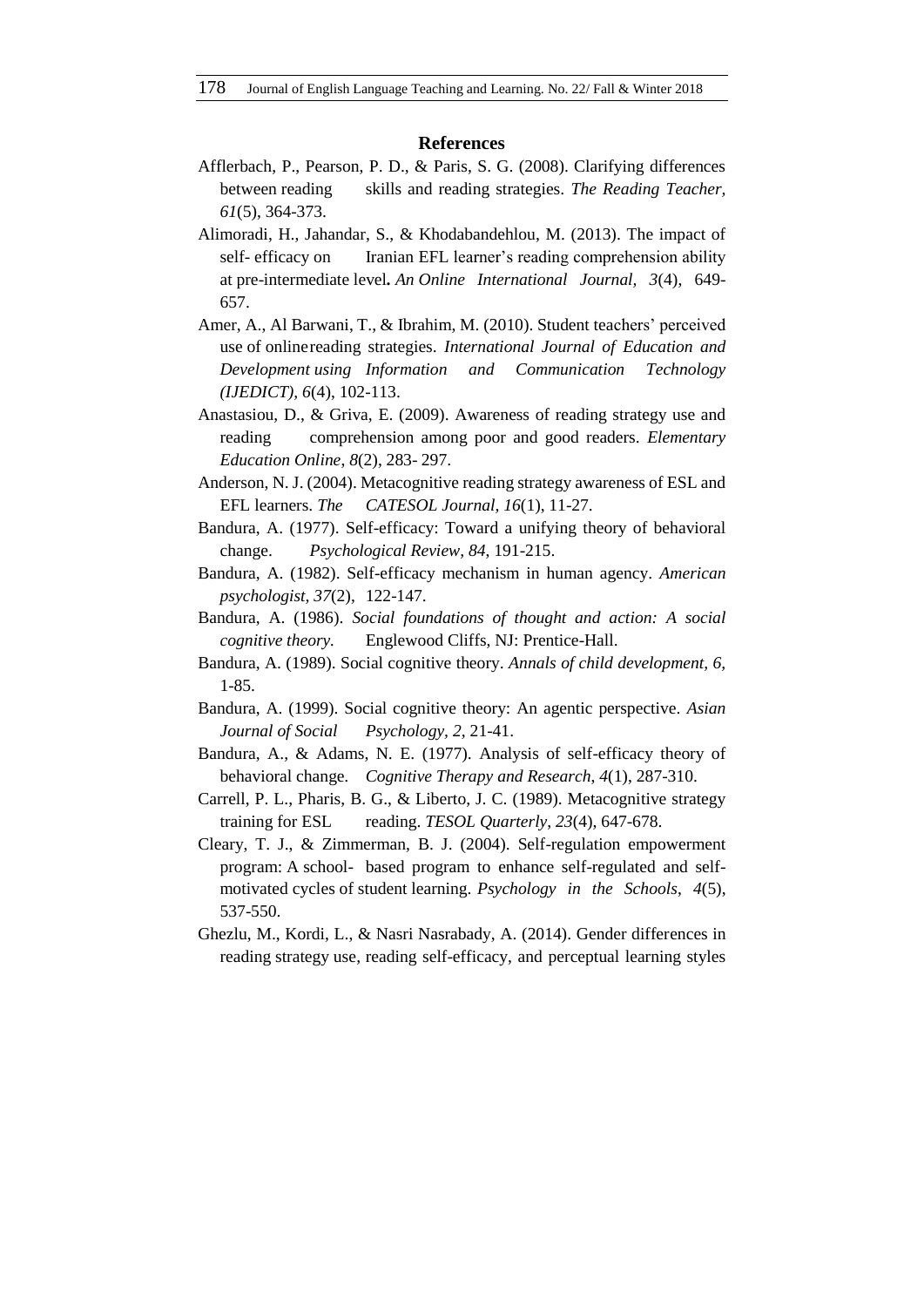## References

Afflerbach, P., Pearson, P. D., & Paris, S. G. (2008). Clarifying differences between reading skills and reading strategies. *The Reading Teacher, 61*(5), 364-373.

Alimoradi, H., Jahandar, S., & Khodabandehlou, M. (2013). The impact of self- efficacy on Iranian EFL learner's reading comprehension ability at pre-intermediate level**.** *An Online International Journal, 3*(4), 649-657.

Amer, A., Al Barwani, T., & Ibrahim, M. (2010). Student teachers' perceived use of online reading strategies. *International Journal of Education and Development using Information and Communication Technology (IJEDICT), 6*(4), 102-113.

Anastasiou, D., & Griva, E. (2009). Awareness of reading strategy use and reading comprehension among poor and good readers. *Elementary Education Online, 8*(2), 283- 297.

Anderson, N. J. (2004). Metacognitive reading strategy awareness of ESL and EFL learners. *The CATESOL Journal, 16*(1), 11-27.

Bandura, A. (1977). Self-efficacy: Toward a unifying theory of behavioral change. *Psychological Review, 84,* 191-215.

Bandura, A. (1982). Self-efficacy mechanism in human agency. *American psychologist, 37*(2), 122-147.

Bandura, A. (1986). *Social foundations of thought and action: A social cognitive theory.* Englewood Cliffs, NJ: Prentice-Hall.

Bandura, A. (1989). Social cognitive theory. *Annals of child development, 6,* 1-85.

Bandura, A. (1999). Social cognitive theory: An agentic perspective. *Asian Journal of Social Psychology, 2,* 21-41.

Bandura, A., & Adams, N. E. (1977). Analysis of self-efficacy theory of behavioral change. *Cognitive Therapy and Research, 4*(1), 287-310.

Carrell, P. L., Pharis, B. G., & Liberto, J. C. (1989). Metacognitive strategy training for ESL reading. *TESOL Quarterly, 23*(4), 647-678.

Cleary, T. J., & Zimmerman, B. J. (2004). Self-regulation empowerment program: A school- based program to enhance self-regulated and self-motivated cycles of student learning. *Psychology in the Schools*, *4*(5), 537-550.

Ghezlu, M., Kordi, L., & Nasri Nasrabady, A. (2014). Gender differences in reading strategy use, reading self-efficacy, and perceptual learning styles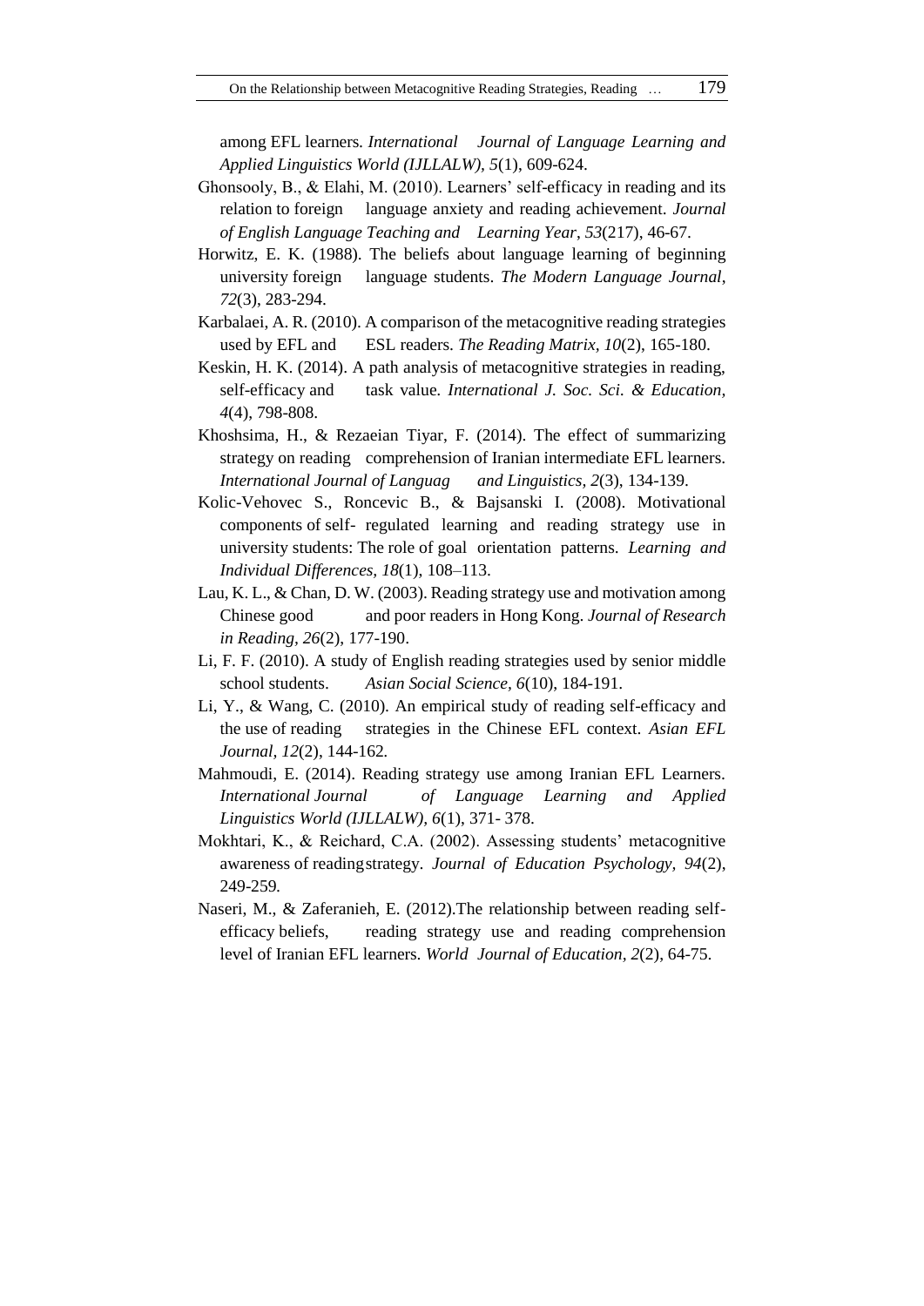among EFL learners. *International Journal of Language Learning and Applied Linguistics World (IJLLALW), 5*(1), 609-624.

Ghonsooly, B., & Elahi, M. (2010). Learners' self-efficacy in reading and its relation to foreign language anxiety and reading achievement. *Journal of English Language Teaching and Learning Year*, *53*(217), 46-67.

Horwitz, E. K. (1988). The beliefs about language learning of beginning university foreign language students. *The Modern Language Journal*, *72*(3), 283-294.

Karbalaei, A. R. (2010). A comparison of the metacognitive reading strategies used by EFL and ESL readers. *The Reading Matrix*, *10*(2), 165-180.

Keskin, H. K. (2014). A path analysis of metacognitive strategies in reading, self-efficacy and task value. *International J. Soc. Sci. & Education, 4*(4), 798-808.

Khoshsima, H., & Rezaeian Tiyar, F. (2014). The effect of summarizing strategy on reading comprehension of Iranian intermediate EFL learners. *International Journal of Languag and Linguistics, 2*(3), 134-139.

Kolic-Vehovec S., Roncevic B., & Bajsanski I. (2008). Motivational components of self- regulated learning and reading strategy use in university students: The role of goal orientation patterns. *Learning and Individual Differences, 18*(1), 108–113.

Lau, K. L., & Chan, D. W. (2003). Reading strategy use and motivation among Chinese good and poor readers in Hong Kong. *Journal of Research in Reading, 26*(2), 177-190.

Li, F. F. (2010). A study of English reading strategies used by senior middle school students. *Asian Social Science, 6*(10), 184-191.

Li, Y., & Wang, C. (2010). An empirical study of reading self-efficacy and the use of reading strategies in the Chinese EFL context. *Asian EFL Journal, 12*(2), 144-162.

Mahmoudi, E. (2014). Reading strategy use among Iranian EFL Learners. *International Journal of Language Learning and Applied Linguistics World (IJLLALW), 6*(1), 371- 378.

Mokhtari, K., & Reichard, C.A. (2002). Assessing students' metacognitive awareness of reading strategy. *Journal of Education Psychology, 94*(2), 249-259.

Naseri, M., & Zaferanieh, E. (2012).The relationship between reading self-efficacy beliefs, reading strategy use and reading comprehension level of Iranian EFL learners. *World Journal of Education, 2*(2), 64-75.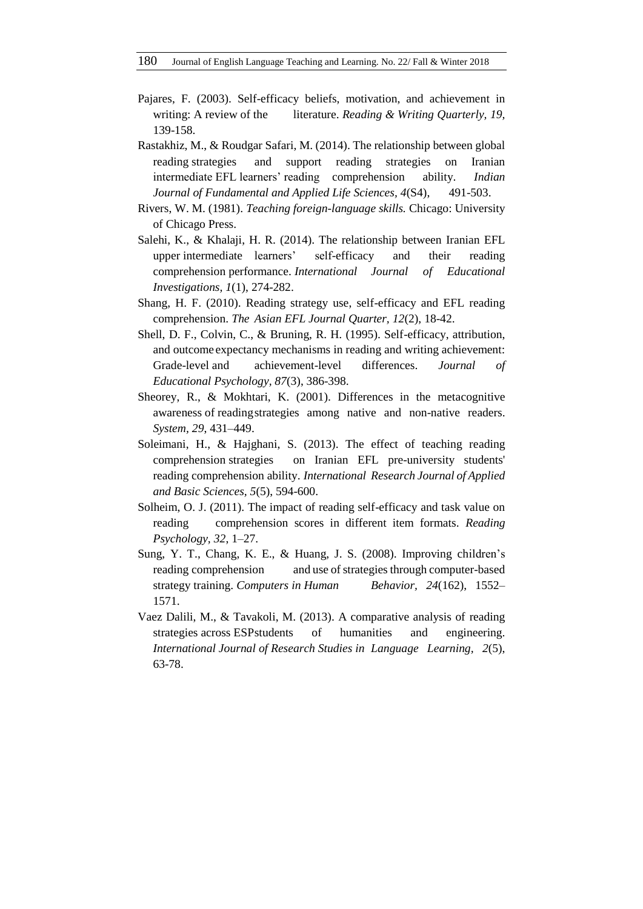Pajares, F. (2003). Self-efficacy beliefs, motivation, and achievement in writing: A review of the literature. *Reading & Writing Quarterly, 19,* 139-158.

Rastakhiz, M., & Roudgar Safari, M. (2014). The relationship between global reading strategies and support reading strategies on Iranian intermediate EFL learners' reading comprehension ability. *Indian Journal of Fundamental and Applied Life Sciences, 4*(S4), 491-503.

Rivers, W. M. (1981). *Teaching foreign-language skills.* Chicago: University of Chicago Press.

Salehi, K., & Khalaji, H. R. (2014). The relationship between Iranian EFL upper intermediate learners' self-efficacy and their reading comprehension performance. *International Journal of Educational Investigations, 1*(1), 274-282.

Shang, H. F. (2010). Reading strategy use, self-efficacy and EFL reading comprehension. *The Asian EFL Journal Quarter, 12*(2), 18-42.

Shell, D. F., Colvin, C., & Bruning, R. H. (1995). Self-efficacy, attribution, and outcome expectancy mechanisms in reading and writing achievement: Grade-level and achievement-level differences. *Journal of Educational Psychology, 87*(3), 386-398.

Sheorey, R., & Mokhtari, K. (2001). Differences in the metacognitive awareness of reading strategies among native and non-native readers. *System, 29*, 431–449.

Soleimani, H., & Hajghani, S. (2013). The effect of teaching reading comprehension strategies on Iranian EFL pre-university students' reading comprehension ability. *International Research Journal of Applied and Basic Sciences, 5*(5), 594-600.

Solheim, O. J. (2011). The impact of reading self-efficacy and task value on reading comprehension scores in different item formats. *Reading Psychology, 32*, 1–27.

Sung, Y. T., Chang, K. E., & Huang, J. S. (2008). Improving children's reading comprehension and use of strategies through computer-based strategy training. *Computers in Human Behavior, 24*(162), 1552–1571.

Vaez Dalili, M., & Tavakoli, M. (2013). A comparative analysis of reading strategies across ESPstudents of humanities and engineering. *International Journal of Research Studies in Language Learning, 2*(5), 63-78.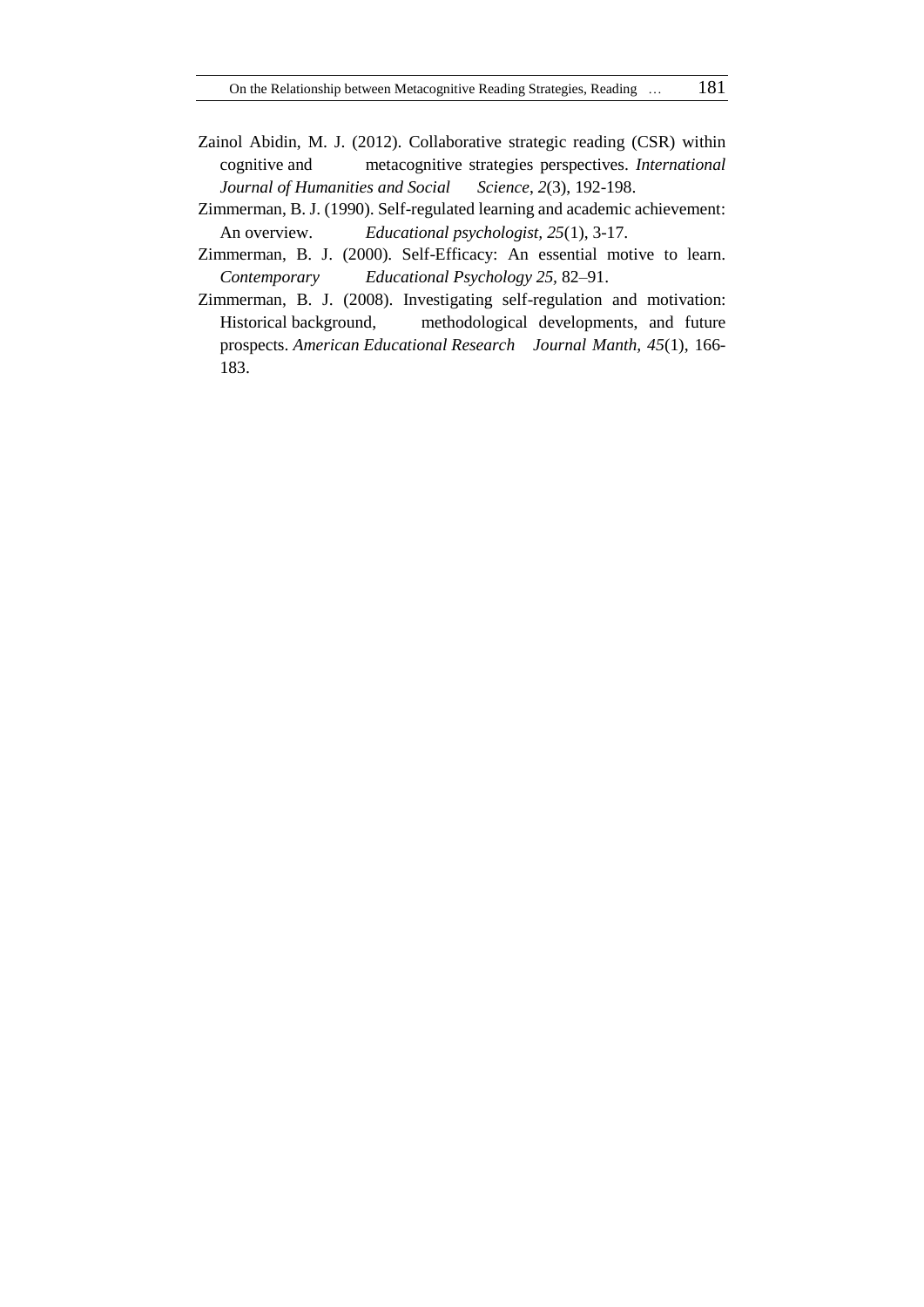Zainol Abidin, M. J. (2012). Collaborative strategic reading (CSR) within cognitive and metacognitive strategies perspectives. *International Journal of Humanities and Social Science*, *2*(3), 192-198.

Zimmerman, B. J. (1990). Self-regulated learning and academic achievement: An overview. *Educational psychologist, 25*(1), 3-17.

Zimmerman, B. J. (2000). Self-Efficacy: An essential motive to learn. *Contemporary Educational Psychology 25*, 82–91.

Zimmerman, B. J. (2008). Investigating self-regulation and motivation: Historical background, methodological developments, and future prospects. *American Educational Research Journal Manth, 45*(1), 166-183.